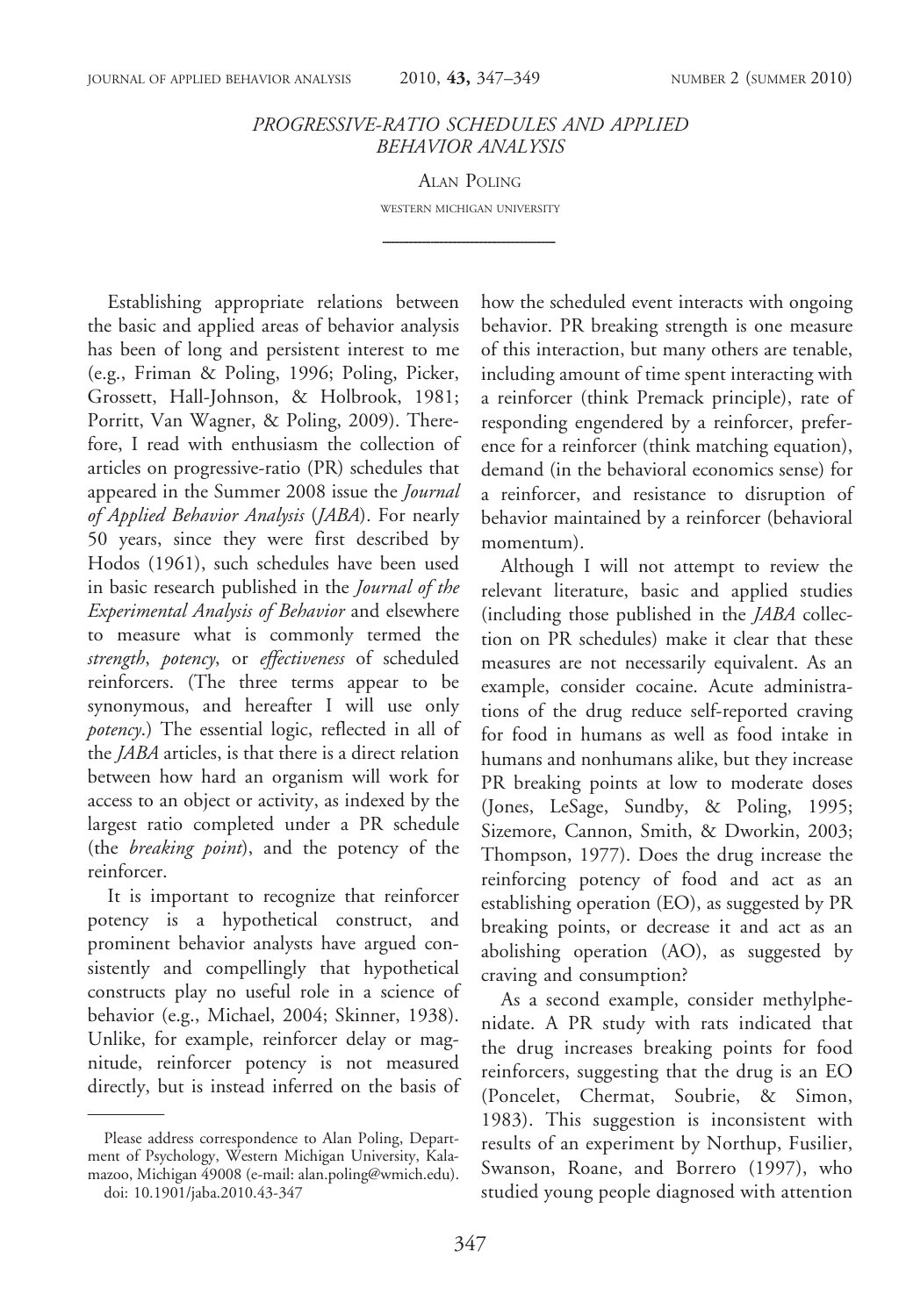# PROGRESSIVE-RATIO SCHEDULES AND APPLIED BEHAVIOR ANALYSIS

ALAN POLING

WESTERN MICHIGAN UNIVERSITY

Establishing appropriate relations between the basic and applied areas of behavior analysis has been of long and persistent interest to me (e.g., Friman & Poling, 1996; Poling, Picker, Grossett, Hall-Johnson, & Holbrook, 1981; Porritt, Van Wagner, & Poling, 2009). Therefore, I read with enthusiasm the collection of articles on progressive-ratio (PR) schedules that appeared in the Summer 2008 issue the *Journal of Applied Behavior Analysis* (*JABA*). For nearly 50 years, since they were first described by Hodos (1961), such schedules have been used in basic research published in the *Journal of the Experimental Analysis of Behavior* and elsewhere to measure what is commonly termed the *strength*, *potency*, or *effectiveness* of scheduled reinforcers. (The three terms appear to be synonymous, and hereafter I will use only *potency*.) The essential logic, reflected in all of the *JABA* articles, is that there is a direct relation between how hard an organism will work for access to an object or activity, as indexed by the largest ratio completed under a PR schedule (the *breaking point*), and the potency of the reinforcer.

It is important to recognize that reinforcer potency is a hypothetical construct, and prominent behavior analysts have argued consistently and compellingly that hypothetical constructs play no useful role in a science of behavior (e.g., Michael, 2004; Skinner, 1938). Unlike, for example, reinforcer delay or magnitude, reinforcer potency is not measured directly, but is instead inferred on the basis of how the scheduled event interacts with ongoing behavior. PR breaking strength is one measure of this interaction, but many others are tenable, including amount of time spent interacting with a reinforcer (think Premack principle), rate of responding engendered by a reinforcer, preference for a reinforcer (think matching equation), demand (in the behavioral economics sense) for a reinforcer, and resistance to disruption of behavior maintained by a reinforcer (behavioral momentum).

Although I will not attempt to review the relevant literature, basic and applied studies (including those published in the *JABA* collection on PR schedules) make it clear that these measures are not necessarily equivalent. As an example, consider cocaine. Acute administrations of the drug reduce self-reported craving for food in humans as well as food intake in humans and nonhumans alike, but they increase PR breaking points at low to moderate doses (Jones, LeSage, Sundby, & Poling, 1995; Sizemore, Cannon, Smith, & Dworkin, 2003; Thompson, 1977). Does the drug increase the reinforcing potency of food and act as an establishing operation (EO), as suggested by PR breaking points, or decrease it and act as an abolishing operation (AO), as suggested by craving and consumption?

As a second example, consider methylphenidate. A PR study with rats indicated that the drug increases breaking points for food reinforcers, suggesting that the drug is an EO (Poncelet, Chermat, Soubrie, & Simon, 1983). This suggestion is inconsistent with results of an experiment by Northup, Fusilier, Swanson, Roane, and Borrero (1997), who studied young people diagnosed with attention

Please address correspondence to Alan Poling, Department of Psychology, Western Michigan University, Kalamazoo, Michigan 49008 (e-mail: alan.poling@wmich.edu).

doi: 10.1901/jaba.2010.43-347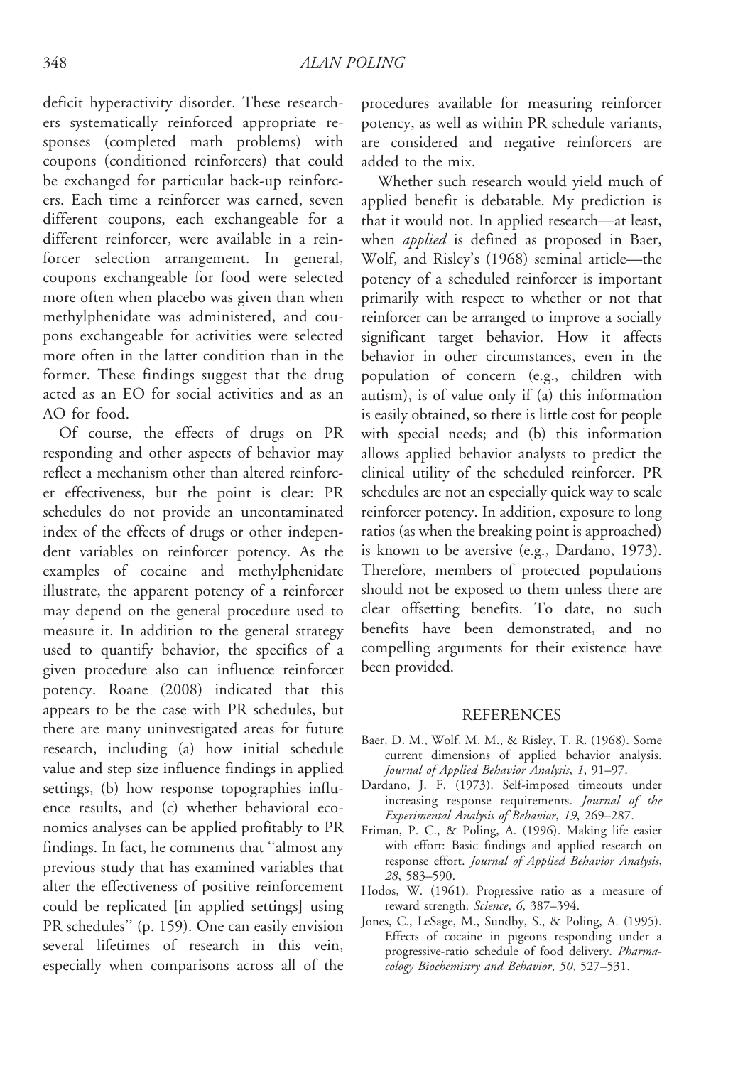deficit hyperactivity disorder. These researchers systematically reinforced appropriate responses (completed math problems) with coupons (conditioned reinforcers) that could be exchanged for particular back-up reinforcers. Each time a reinforcer was earned, seven different coupons, each exchangeable for a different reinforcer, were available in a reinforcer selection arrangement. In general, coupons exchangeable for food were selected more often when placebo was given than when methylphenidate was administered, and coupons exchangeable for activities were selected more often in the latter condition than in the former. These findings suggest that the drug acted as an EO for social activities and as an AO for food.

Of course, the effects of drugs on PR responding and other aspects of behavior may reflect a mechanism other than altered reinforcer effectiveness, but the point is clear: PR schedules do not provide an uncontaminated index of the effects of drugs or other independent variables on reinforcer potency. As the examples of cocaine and methylphenidate illustrate, the apparent potency of a reinforcer may depend on the general procedure used to measure it. In addition to the general strategy used to quantify behavior, the specifics of a given procedure also can influence reinforcer potency. Roane (2008) indicated that this appears to be the case with PR schedules, but there are many uninvestigated areas for future research, including (a) how initial schedule value and step size influence findings in applied settings, (b) how response topographies influence results, and (c) whether behavioral economics analyses can be applied profitably to PR findings. In fact, he comments that "almost any previous study that has examined variables that alter the effectiveness of positive reinforcement could be replicated [in applied settings] using PR schedules" (p. 159). One can easily envision several lifetimes of research in this vein, especially when comparisons across all of the procedures available for measuring reinforcer potency, as well as within PR schedule variants, are considered and negative reinforcers are added to the mix.

Whether such research would yield much of applied benefit is debatable. My prediction is that it would not. In applied research—at least, when *applied* is defined as proposed in Baer, Wolf, and Risley's (1968) seminal article—the potency of a scheduled reinforcer is important primarily with respect to whether or not that reinforcer can be arranged to improve a socially significant target behavior. How it affects behavior in other circumstances, even in the population of concern (e.g., children with autism), is of value only if (a) this information is easily obtained, so there is little cost for people with special needs; and (b) this information allows applied behavior analysts to predict the clinical utility of the scheduled reinforcer. PR schedules are not an especially quick way to scale reinforcer potency. In addition, exposure to long ratios (as when the breaking point is approached) is known to be aversive (e.g., Dardano, 1973). Therefore, members of protected populations should not be exposed to them unless there are clear offsetting benefits. To date, no such benefits have been demonstrated, and no compelling arguments for their existence have been provided.

## REFERENCES

Baer, D. M., Wolf, M. M., & Risley, T. R. (1968). Some current dimensions of applied behavior analysis. *Journal of Applied Behavior Analysis*, *1*, 91–97.

Dardano, J. F. (1973). Self-imposed timeouts under increasing response requirements. *Journal of the Experimental Analysis of Behavior*, *19*, 269–287.

Friman, P. C., & Poling, A. (1996). Making life easier with effort: Basic findings and applied research on response effort. *Journal of Applied Behavior Analysis*, *28*, 583–590.

Hodos, W. (1961). Progressive ratio as a measure of reward strength. *Science*, *6*, 387–394.

Jones, C., LeSage, M., Sundby, S., & Poling, A. (1995). Effects of cocaine in pigeons responding under a progressive-ratio schedule of food delivery. *Pharmacology Biochemistry and Behavior*, *50*, 527–531.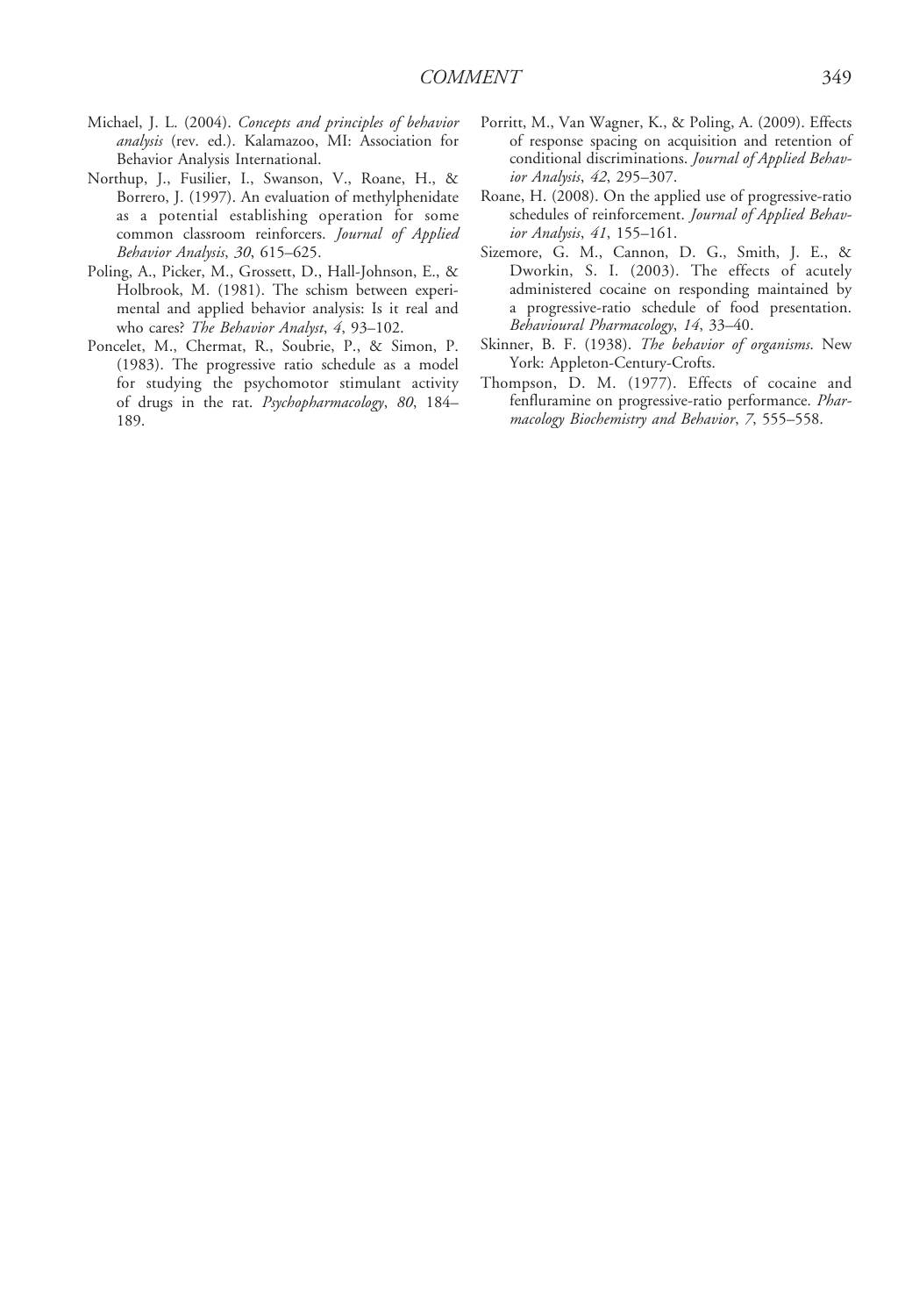Michael, J. L. (2004). *Concepts and principles of behavior analysis* (rev. ed.). Kalamazoo, MI: Association for Behavior Analysis International.

Northup, J., Fusilier, I., Swanson, V., Roane, H., & Borrero, J. (1997). An evaluation of methylphenidate as a potential establishing operation for some common classroom reinforcers. *Journal of Applied Behavior Analysis*, *30*, 615–625.

Poling, A., Picker, M., Grossett, D., Hall-Johnson, E., & Holbrook, M. (1981). The schism between experimental and applied behavior analysis: Is it real and who cares? *The Behavior Analyst*, *4*, 93–102.

Poncelet, M., Chermat, R., Soubrie, P., & Simon, P. (1983). The progressive ratio schedule as a model for studying the psychomotor stimulant activity of drugs in the rat. *Psychopharmacology*, *80*, 184–189.

Porritt, M., Van Wagner, K., & Poling, A. (2009). Effects of response spacing on acquisition and retention of conditional discriminations. *Journal of Applied Behavior Analysis*, *42*, 295–307.

Roane, H. (2008). On the applied use of progressive-ratio schedules of reinforcement. *Journal of Applied Behavior Analysis*, *41*, 155–161.

Sizemore, G. M., Cannon, D. G., Smith, J. E., & Dworkin, S. I. (2003). The effects of acutely administered cocaine on responding maintained by a progressive-ratio schedule of food presentation. *Behavioural Pharmacology*, *14*, 33–40.

Skinner, B. F. (1938). *The behavior of organisms*. New York: Appleton-Century-Crofts.

Thompson, D. M. (1977). Effects of cocaine and fenfluramine on progressive-ratio performance. *Pharmacology Biochemistry and Behavior*, *7*, 555–558.